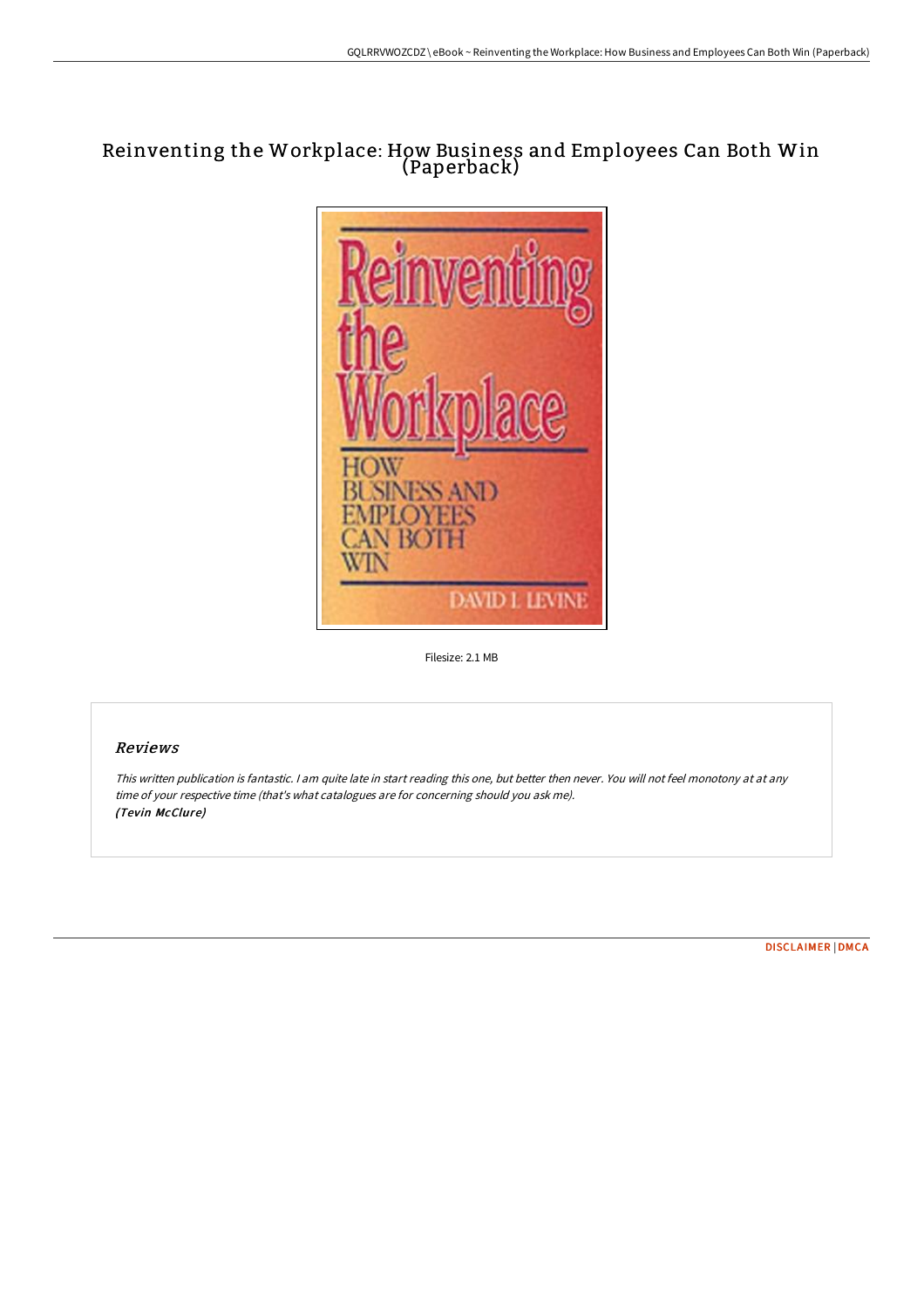# Reinventing the Workplace: How Business and Employees Can Both Win (Paperback)

Filesize: 2.1 MB

## Reviews

*This written publication is fantastic. I am quite late in start reading this one, but better then never. You will not feel monotony at at any time of your respective time (that's what catalogues are for concerning should you ask me).*
***(Tevin McClure)***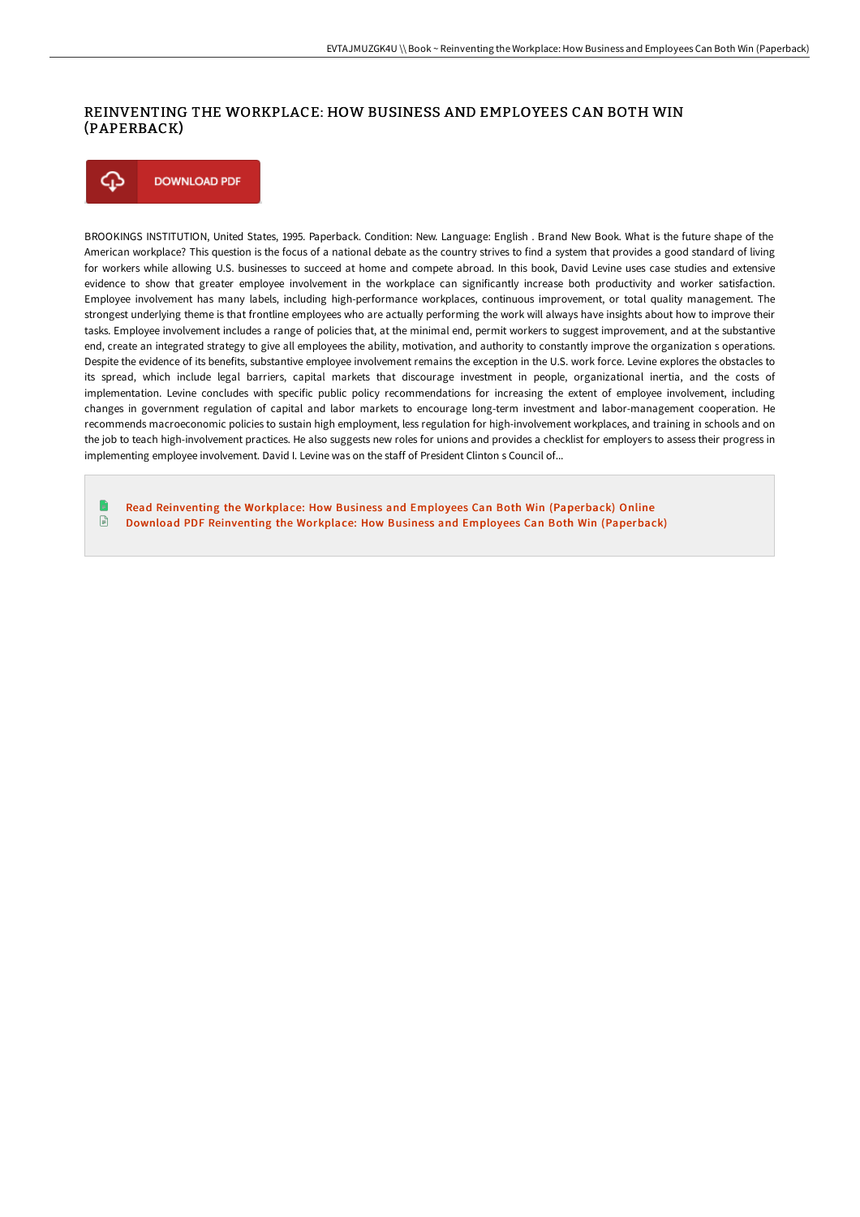# REINVENTING THE WORKPLACE: HOW BUSINESS AND EMPLOYEES CAN BOTH WIN (PAPERBACK)

DOWNLOAD PDF

BROOKINGS INSTITUTION, United States, 1995. Paperback. Condition: New. Language: English . Brand New Book. What is the future shape of the American workplace? This question is the focus of a national debate as the country strives to find a system that provides a good standard of living for workers while allowing U.S. businesses to succeed at home and compete abroad. In this book, David Levine uses case studies and extensive evidence to show that greater employee involvement in the workplace can significantly increase both productivity and worker satisfaction. Employee involvement has many labels, including high-performance workplaces, continuous improvement, or total quality management. The strongest underlying theme is that frontline employees who are actually performing the work will always have insights about how to improve their tasks. Employee involvement includes a range of policies that, at the minimal end, permit workers to suggest improvement, and at the substantive end, create an integrated strategy to give all employees the ability, motivation, and authority to constantly improve the organization s operations. Despite the evidence of its benefits, substantive employee involvement remains the exception in the U.S. work force. Levine explores the obstacles to its spread, which include legal barriers, capital markets that discourage investment in people, organizational inertia, and the costs of implementation. Levine concludes with specific public policy recommendations for increasing the extent of employee involvement, including changes in government regulation of capital and labor markets to encourage long-term investment and labor-management cooperation. He recommends macroeconomic policies to sustain high employment, less regulation for high-involvement workplaces, and training in schools and on the job to teach high-involvement practices. He also suggests new roles for unions and provides a checklist for employers to assess their progress in implementing employee involvement. David I. Levine was on the staff of President Clinton s Council of...

Read Reinventing the Workplace: How Business and Employees Can Both Win (Paperback) Online

Download PDF Reinventing the Workplace: How Business and Employees Can Both Win (Paperback)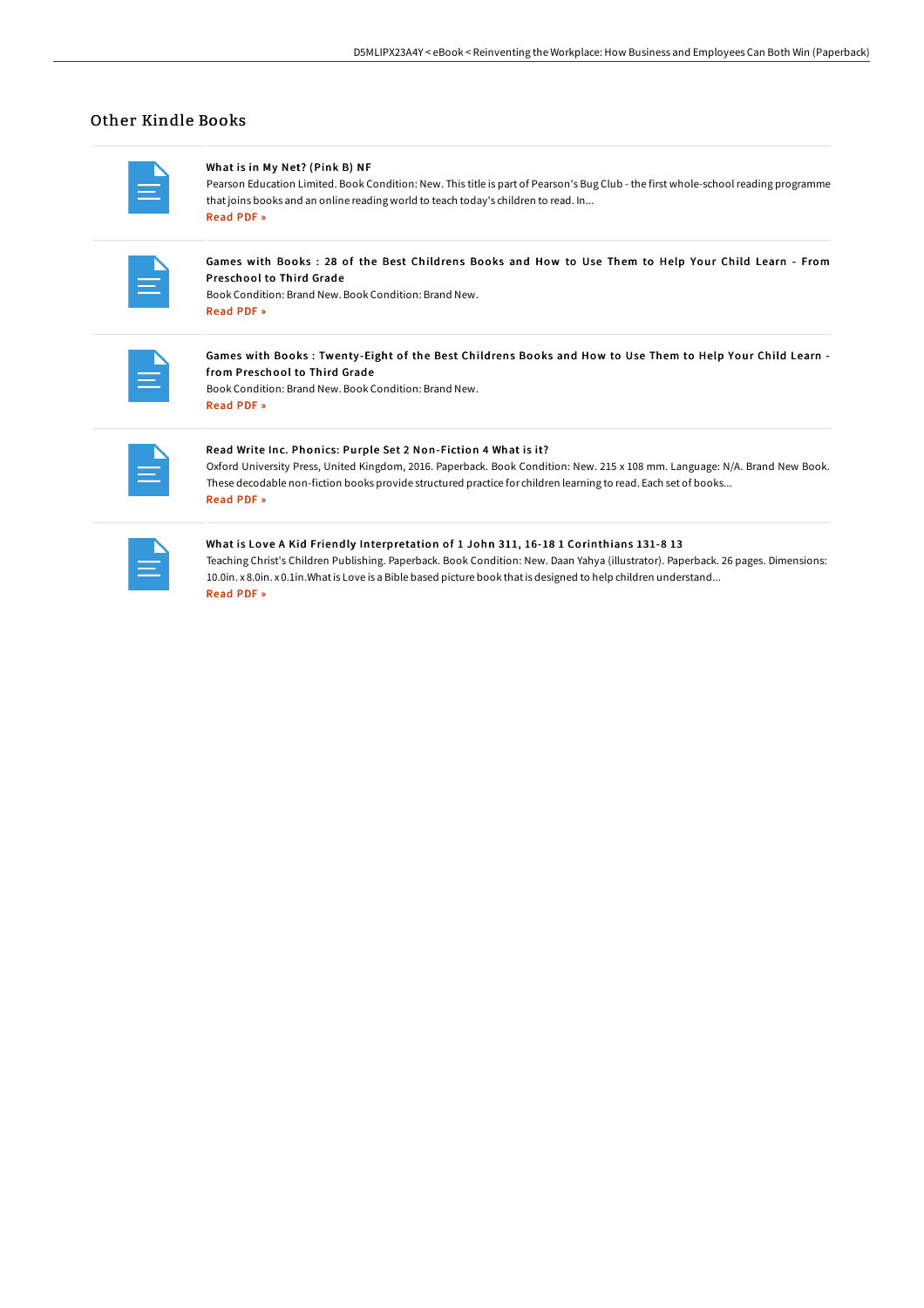## Other Kindle Books

### What is in My Net? (Pink B) NF

Pearson Education Limited. Book Condition: New. This title is part of Pearson's Bug Club - the first whole-school reading programme that joins books and an online reading world to teach today's children to read. In...

Read PDF »

### Games with Books : 28 of the Best Childrens Books and How to Use Them to Help Your Child Learn - From Preschool to Third Grade

Book Condition: Brand New. Book Condition: Brand New.

Read PDF »

### Games with Books : Twenty-Eight of the Best Childrens Books and How to Use Them to Help Your Child Learn - from Preschool to Third Grade

Book Condition: Brand New. Book Condition: Brand New.

Read PDF »

### Read Write Inc. Phonics: Purple Set 2 Non-Fiction 4 What is it?

Oxford University Press, United Kingdom, 2016. Paperback. Book Condition: New. 215 x 108 mm. Language: N/A. Brand New Book. These decodable non-fiction books provide structured practice for children learning to read. Each set of books...

Read PDF »

### What is Love A Kid Friendly Interpretation of 1 John 311, 16-18 1 Corinthians 131-8 13

Teaching Christ's Children Publishing. Paperback. Book Condition: New. Daan Yahya (illustrator). Paperback. 26 pages. Dimensions: 10.0in. x 8.0in. x 0.1in.What is Love is a Bible based picture book that is designed to help children understand...

Read PDF »